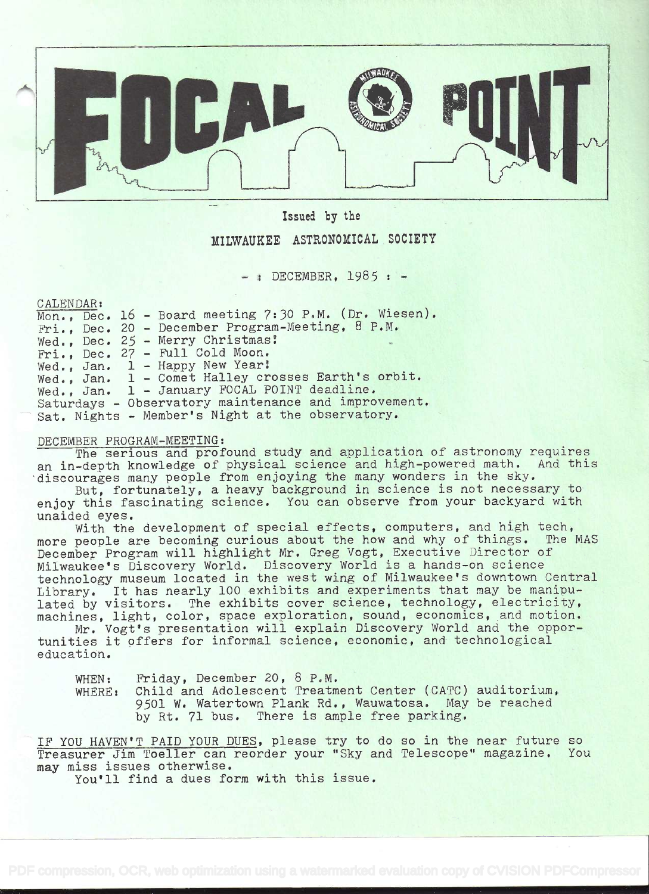# FOCAL POINT

Issued by the

MILWAUKEE ASTRONOMICAL SOCIETY

- : DECEMBER, 1985 : -

CALENDAR:

Mon., Dec. 16 - Board meeting 7:30 P.M. (Dr. Wiesen).
Fri., Dec. 20 - December Program-Meeting, 8 P.M.
Wed., Dec. 25 - Merry Christmas!
Fri., Dec. 27 - Full Cold Moon.
Wed., Jan. 1 - Happy New Year!
Wed., Jan. 1 - Comet Halley crosses Earth's orbit.
Wed., Jan. 1 - January FOCAL POINT deadline.
Saturdays - Observatory maintenance and improvement.
Sat. Nights - Member's Night at the observatory.

DECEMBER PROGRAM-MEETING:

The serious and profound study and application of astronomy requires an in-depth knowledge of physical science and high-powered math. And this discourages many people from enjoying the many wonders in the sky.

But, fortunately, a heavy background in science is not necessary to enjoy this fascinating science. You can observe from your backyard with unaided eyes.

With the development of special effects, computers, and high tech, more people are becoming curious about the how and why of things. The MAS December Program will highlight Mr. Greg Vogt, Executive Director of Milwaukee's Discovery World. Discovery World is a hands-on science technology museum located in the west wing of Milwaukee's downtown Central Library. It has nearly 100 exhibits and experiments that may be manipulated by visitors. The exhibits cover science, technology, electricity, machines, light, color, space exploration, sound, economics, and motion.

Mr. Vogt's presentation will explain Discovery World and the opportunities it offers for informal science, economic, and technological education.

WHEN: Friday, December 20, 8 P.M.
WHERE: Child and Adolescent Treatment Center (CATC) auditorium, 9501 W. Watertown Plank Rd., Wauwatosa. May be reached by Rt. 71 bus. There is ample free parking.

IF YOU HAVEN'T PAID YOUR DUES, please try to do so in the near future so Treasurer Jim Toeller can reorder your "Sky and Telescope" magazine. You may miss issues otherwise.

You'll find a dues form with this issue.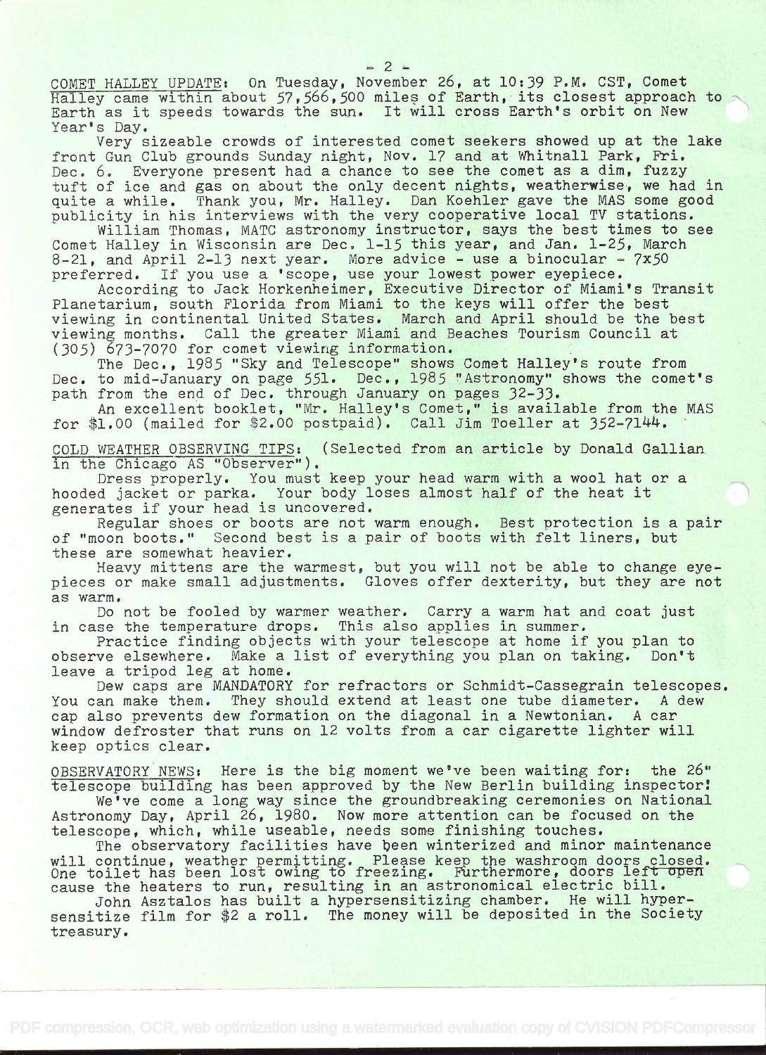**COMET HALLEY UPDATE:** On Tuesday, November 26, at 10:39 P.M. CST, Comet Halley came within about 57,566,500 miles of Earth, its closest approach to Earth as it speeds towards the sun. It will cross Earth's orbit on New Year's Day.

Very sizeable crowds of interested comet seekers showed up at the lake front Gun Club grounds Sunday night, Nov. 17 and at Whitnall Park, Fri. Dec. 6. Everyone present had a chance to see the comet as a dim, fuzzy tuft of ice and gas on about the only decent nights, weatherwise, we had in quite a while. Thank you, Mr. Halley. Dan Koehler gave the MAS some good publicity in his interviews with the very cooperative local TV stations.

William Thomas, MATC astronomy instructor, says the best times to see Comet Halley in Wisconsin are Dec. 1-15 this year, and Jan. 1-25, March 8-21, and April 2-13 next year. More advice - use a binocular - 7x50 preferred. If you use a 'scope, use your lowest power eyepiece.

According to Jack Horkenheimer, Executive Director of Miami's Transit Planetarium, south Florida from Miami to the keys will offer the best viewing in continental United States. March and April should be the best viewing months. Call the greater Miami and Beaches Tourism Council at (305) 673-7070 for comet viewing information.

The Dec., 1985 "Sky and Telescope" shows Comet Halley's route from Dec. to mid-January on page 551. Dec., 1985 "Astronomy" shows the comet's path from the end of Dec. through January on pages 32-33.

An excellent booklet, "Mr. Halley's Comet," is available from the MAS for $1.00 (mailed for $2.00 postpaid). Call Jim Toeller at 352-7144.

**COLD WEATHER OBSERVING TIPS:** (Selected from an article by Donald Gallian in the Chicago AS "Observer").

Dress properly. You must keep your head warm with a wool hat or a hooded jacket or parka. Your body loses almost half of the heat it generates if your head is uncovered.

Regular shoes or boots are not warm enough. Best protection is a pair of "moon boots." Second best is a pair of boots with felt liners, but these are somewhat heavier.

Heavy mittens are the warmest, but you will not be able to change eyepieces or make small adjustments. Gloves offer dexterity, but they are not as warm.

Do not be fooled by warmer weather. Carry a warm hat and coat just in case the temperature drops. This also applies in summer.

Practice finding objects with your telescope at home if you plan to observe elsewhere. Make a list of everything you plan on taking. Don't leave a tripod leg at home.

Dew caps are MANDATORY for refractors or Schmidt-Cassegrain telescopes. You can make them. They should extend at least one tube diameter. A dew cap also prevents dew formation on the diagonal in a Newtonian. A car window defroster that runs on 12 volts from a car cigarette lighter will keep optics clear.

**OBSERVATORY NEWS:** Here is the big moment we've been waiting for: the 26" telescope building has been approved by the New Berlin building inspector!

We've come a long way since the groundbreaking ceremonies on National Astronomy Day, April 26, 1980. Now more attention can be focused on the telescope, which, while useable, needs some finishing touches.

The observatory facilities have been winterized and minor maintenance will continue, weather permitting. Please keep the washroom doors closed. One toilet has been lost owing to freezing. Furthermore, doors left open cause the heaters to run, resulting in an astronomical electric bill.

John Asztalos has built a hypersensitizing chamber. He will hypersensitize film for $2 a roll. The money will be deposited in the Society treasury.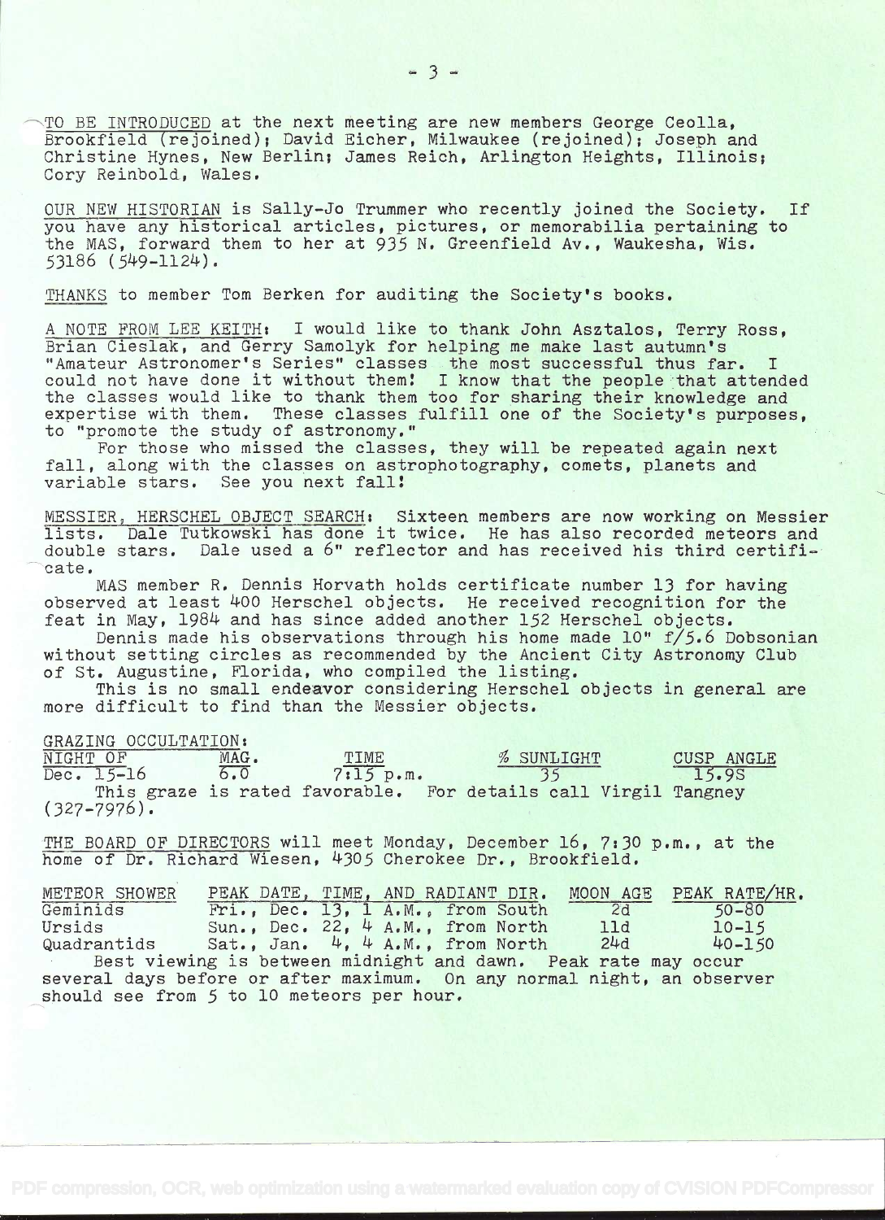TO BE INTRODUCED at the next meeting are new members George Ceolla, Brookfield (rejoined); David Eicher, Milwaukee (rejoined); Joseph and Christine Hynes, New Berlin; James Reich, Arlington Heights, Illinois; Cory Reinbold, Wales.

OUR NEW HISTORIAN is Sally-Jo Trummer who recently joined the Society. If you have any historical articles, pictures, or memorabilia pertaining to the MAS, forward them to her at 935 N. Greenfield Av., Waukesha, Wis. 53186 (549-1124).

THANKS to member Tom Berken for auditing the Society's books.

A NOTE FROM LEE KEITH: I would like to thank John Asztalos, Terry Ross, Brian Cieslak, and Gerry Samolyk for helping me make last autumn's "Amateur Astronomer's Series" classes the most successful thus far. I could not have done it without them! I know that the people that attended the classes would like to thank them too for sharing their knowledge and expertise with them. These classes fulfill one of the Society's purposes, to "promote the study of astronomy."

For those who missed the classes, they will be repeated again next fall, along with the classes on astrophotography, comets, planets and variable stars. See you next fall!

MESSIER, HERSCHEL OBJECT SEARCH: Sixteen members are now working on Messier lists. Dale Tutkowski has done it twice. He has also recorded meteors and double stars. Dale used a 6" reflector and has received his third certificate.

MAS member R. Dennis Horvath holds certificate number 13 for having observed at least 400 Herschel objects. He received recognition for the feat in May, 1984 and has since added another 152 Herschel objects.

Dennis made his observations through his home made 10" f/5.6 Dobsonian without setting circles as recommended by the Ancient City Astronomy Club of St. Augustine, Florida, who compiled the listing.

This is no small endeavor considering Herschel objects in general are more difficult to find than the Messier objects.

GRAZING OCCULTATION:

| NIGHT OF | MAG. | TIME | % SUNLIGHT | CUSP ANGLE |
|---|---|---|---|---|
| Dec. 15-16 | 6.0 | 7:15 p.m. | 35 | 15.9S |

This graze is rated favorable. For details call Virgil Tangney (327-7976).

THE BOARD OF DIRECTORS will meet Monday, December 16, 7:30 p.m., at the home of Dr. Richard Wiesen, 4305 Cherokee Dr., Brookfield.

| METEOR SHOWER | PEAK DATE, TIME, AND RADIANT DIR. | MOON AGE | PEAK RATE/HR. |
|---|---|---|---|
| Geminids | Fri., Dec. 13, 1 A.M., from South | 2d | 50-80 |
| Ursids | Sun., Dec. 22, 4 A.M., from North | 11d | 10-15 |
| Quadrantids | Sat., Jan. 4, 4 A.M., from North | 24d | 40-150 |

Best viewing is between midnight and dawn. Peak rate may occur several days before or after maximum. On any normal night, an observer should see from 5 to 10 meteors per hour.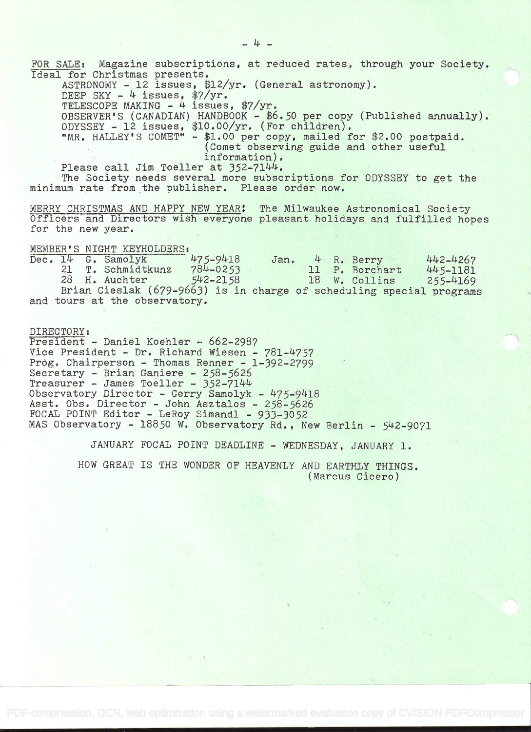FOR SALE: Magazine subscriptions, at reduced rates, through your Society. Ideal for Christmas presents.

ASTRONOMY - 12 issues, $12/yr. (General astronomy).
DEEP SKY - 4 issues, $7/yr.
TELESCOPE MAKING - 4 issues, $7/yr.
OBSERVER'S (CANADIAN) HANDBOOK - $6.50 per copy (Published annually).
ODYSSEY - 12 issues, $10.00/yr. (For children).
"MR. HALLEY'S COMET" - $1.00 per copy, mailed for $2.00 postpaid. (Comet observing guide and other useful information).

Please call Jim Toeller at 352-7144.

The Society needs several more subscriptions for ODYSSEY to get the minimum rate from the publisher. Please order now.

MERRY CHRISTMAS AND HAPPY NEW YEAR! The Milwaukee Astronomical Society Officers and Directors wish everyone pleasant holidays and fulfilled hopes for the new year.

MEMBER'S NIGHT KEYHOLDERS:

| | | | | | |
|---|---|---|---|---|---|
| Dec. 14 | G. Samolyk | 475-9418 | Jan. 4 | R. Berry | 442-4267 |
| 21 | T. Schmidtkunz | 784-0253 | 11 | P. Borchart | 445-1181 |
| 28 | H. Auchter | 542-2158 | 18 | W. Collins | 255-4169 |

Brian Cieslak (679-9663) is in charge of scheduling special programs and tours at the observatory.

DIRECTORY:

President - Daniel Koehler - 662-2987
Vice President - Dr. Richard Wiesen - 781-4757
Prog. Chairperson - Thomas Renner - 1-392-2799
Secretary - Brian Ganiere - 258-5626
Treasurer - James Toeller - 352-7144
Observatory Director - Gerry Samolyk - 475-9418
Asst. Obs. Director - John Asztalos - 258-5626
FOCAL POINT Editor - LeRoy Simandl - 933-3052
MAS Observatory - 18850 W. Observatory Rd., New Berlin - 542-9071

JANUARY FOCAL POINT DEADLINE - WEDNESDAY, JANUARY 1.

HOW GREAT IS THE WONDER OF HEAVENLY AND EARTHLY THINGS.
(Marcus Cicero)